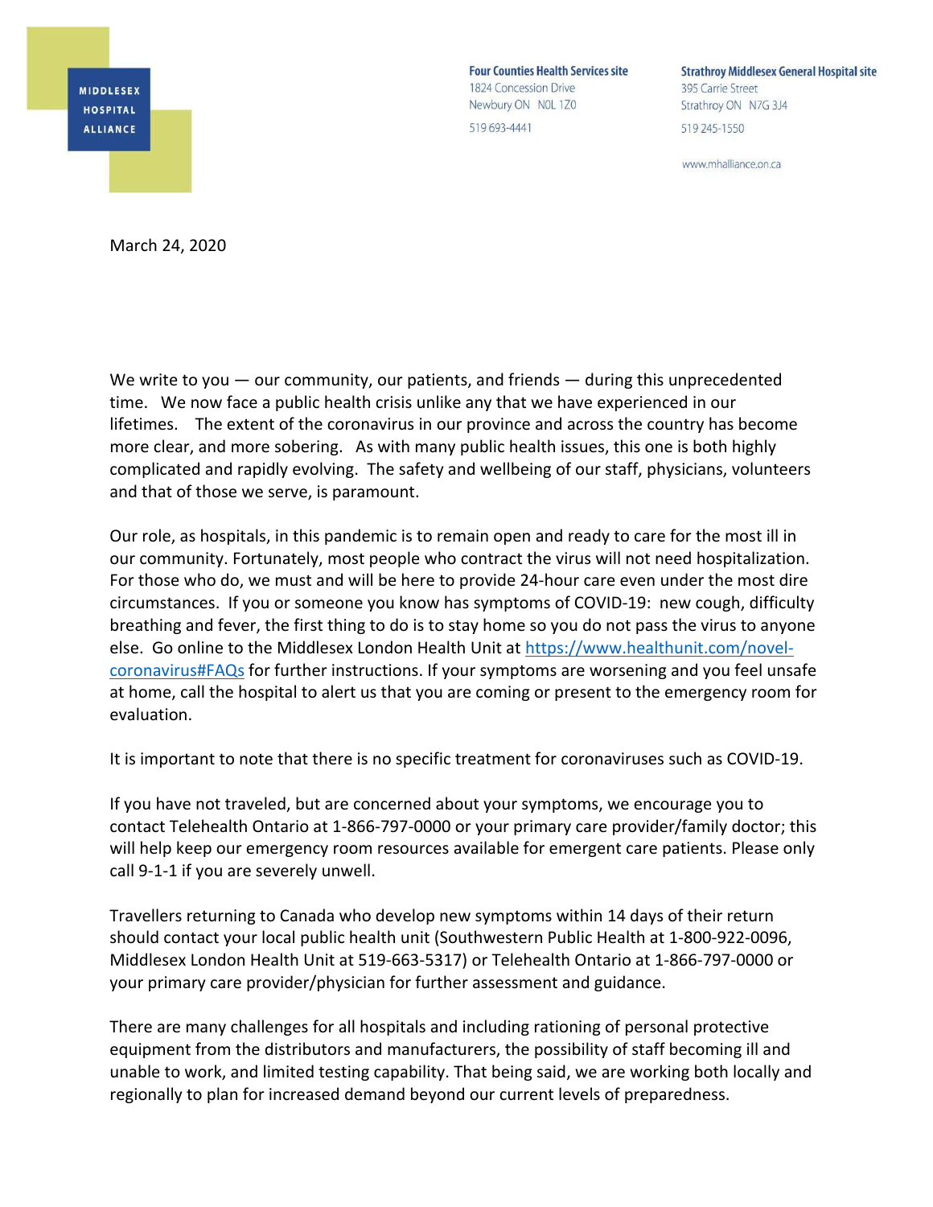MIDDLESEX HOSPITAL ALLIANCE

**Four Counties Health Services site**
1824 Concession Drive
Newbury ON N0L 1Z0
519 693-4441

**Strathroy Middlesex General Hospital site**
395 Carrie Street
Strathroy ON N7G 3J4
519 245-1550

www.mhalliance.on.ca

March 24, 2020

We write to you — our community, our patients, and friends — during this unprecedented time. We now face a public health crisis unlike any that we have experienced in our lifetimes. The extent of the coronavirus in our province and across the country has become more clear, and more sobering. As with many public health issues, this one is both highly complicated and rapidly evolving. The safety and wellbeing of our staff, physicians, volunteers and that of those we serve, is paramount.

Our role, as hospitals, in this pandemic is to remain open and ready to care for the most ill in our community. Fortunately, most people who contract the virus will not need hospitalization. For those who do, we must and will be here to provide 24-hour care even under the most dire circumstances. If you or someone you know has symptoms of COVID-19: new cough, difficulty breathing and fever, the first thing to do is to stay home so you do not pass the virus to anyone else. Go online to the Middlesex London Health Unit at [https://www.healthunit.com/novel-coronavirus#FAQs](https://www.healthunit.com/novel-coronavirus#FAQs) for further instructions. If your symptoms are worsening and you feel unsafe at home, call the hospital to alert us that you are coming or present to the emergency room for evaluation.

It is important to note that there is no specific treatment for coronaviruses such as COVID-19.

If you have not traveled, but are concerned about your symptoms, we encourage you to contact Telehealth Ontario at 1-866-797-0000 or your primary care provider/family doctor; this will help keep our emergency room resources available for emergent care patients. Please only call 9-1-1 if you are severely unwell.

Travellers returning to Canada who develop new symptoms within 14 days of their return should contact your local public health unit (Southwestern Public Health at 1-800-922-0096, Middlesex London Health Unit at 519-663-5317) or Telehealth Ontario at 1-866-797-0000 or your primary care provider/physician for further assessment and guidance.

There are many challenges for all hospitals and including rationing of personal protective equipment from the distributors and manufacturers, the possibility of staff becoming ill and unable to work, and limited testing capability. That being said, we are working both locally and regionally to plan for increased demand beyond our current levels of preparedness.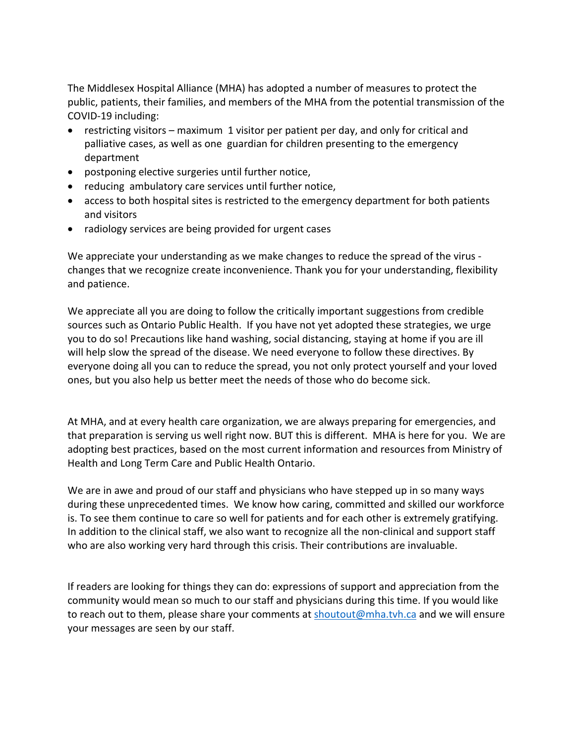The Middlesex Hospital Alliance (MHA) has adopted a number of measures to protect the public, patients, their families, and members of the MHA from the potential transmission of the COVID-19 including:

- restricting visitors – maximum 1 visitor per patient per day, and only for critical and palliative cases, as well as one guardian for children presenting to the emergency department
- postponing elective surgeries until further notice,
- reducing ambulatory care services until further notice,
- access to both hospital sites is restricted to the emergency department for both patients and visitors
- radiology services are being provided for urgent cases

We appreciate your understanding as we make changes to reduce the spread of the virus - changes that we recognize create inconvenience. Thank you for your understanding, flexibility and patience.

We appreciate all you are doing to follow the critically important suggestions from credible sources such as Ontario Public Health. If you have not yet adopted these strategies, we urge you to do so! Precautions like hand washing, social distancing, staying at home if you are ill will help slow the spread of the disease. We need everyone to follow these directives. By everyone doing all you can to reduce the spread, you not only protect yourself and your loved ones, but you also help us better meet the needs of those who do become sick.

At MHA, and at every health care organization, we are always preparing for emergencies, and that preparation is serving us well right now. BUT this is different. MHA is here for you. We are adopting best practices, based on the most current information and resources from Ministry of Health and Long Term Care and Public Health Ontario.

We are in awe and proud of our staff and physicians who have stepped up in so many ways during these unprecedented times. We know how caring, committed and skilled our workforce is. To see them continue to care so well for patients and for each other is extremely gratifying. In addition to the clinical staff, we also want to recognize all the non-clinical and support staff who are also working very hard through this crisis. Their contributions are invaluable.

If readers are looking for things they can do: expressions of support and appreciation from the community would mean so much to our staff and physicians during this time. If you would like to reach out to them, please share your comments at [shoutout@mha.tvh.ca](mailto:shoutout@mha.tvh.ca) and we will ensure your messages are seen by our staff.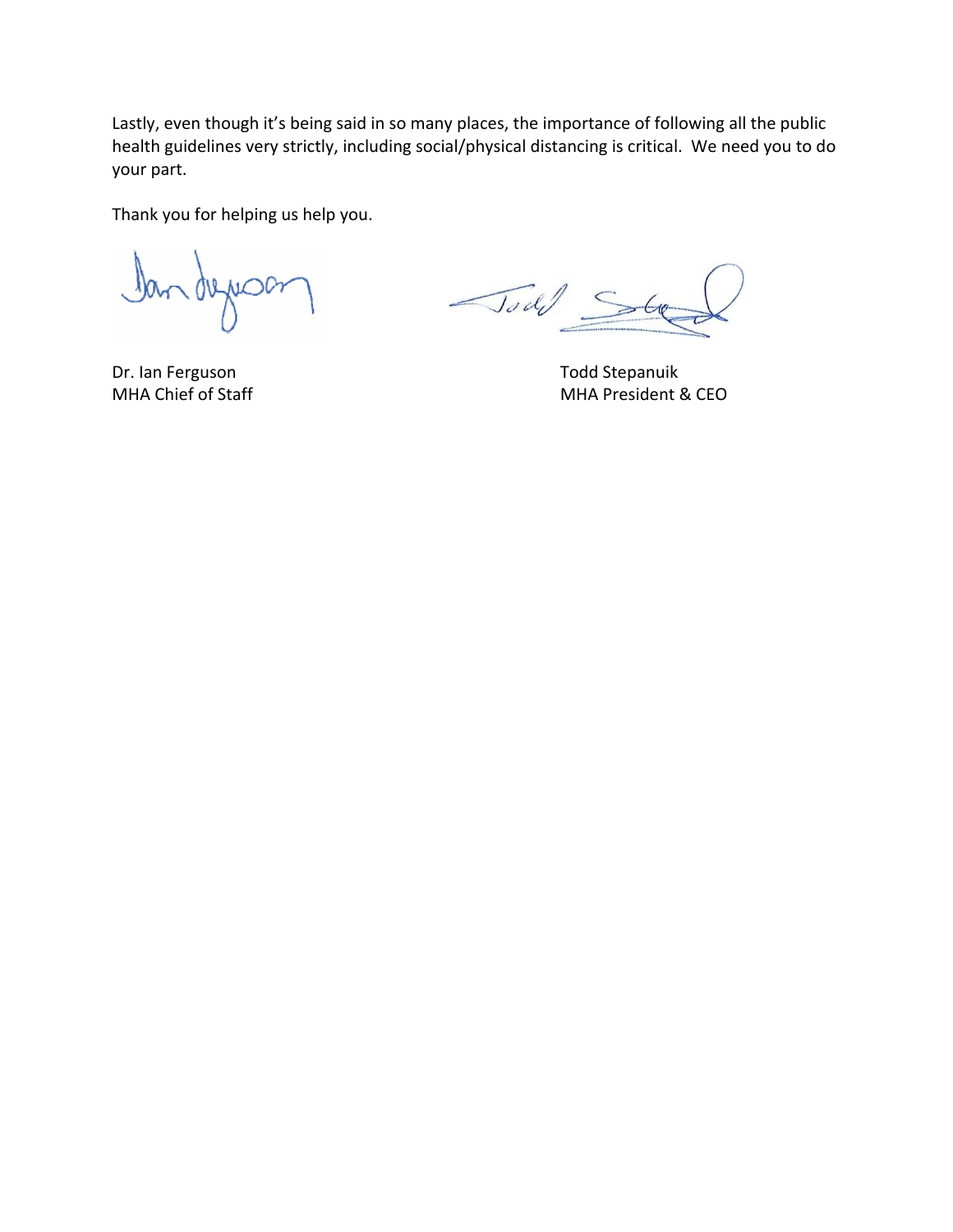Lastly, even though it's being said in so many places, the importance of following all the public health guidelines very strictly, including social/physical distancing is critical. We need you to do your part.

Thank you for helping us help you.

Dr. Ian Ferguson
MHA Chief of Staff

Todd Stepanuik
MHA President & CEO